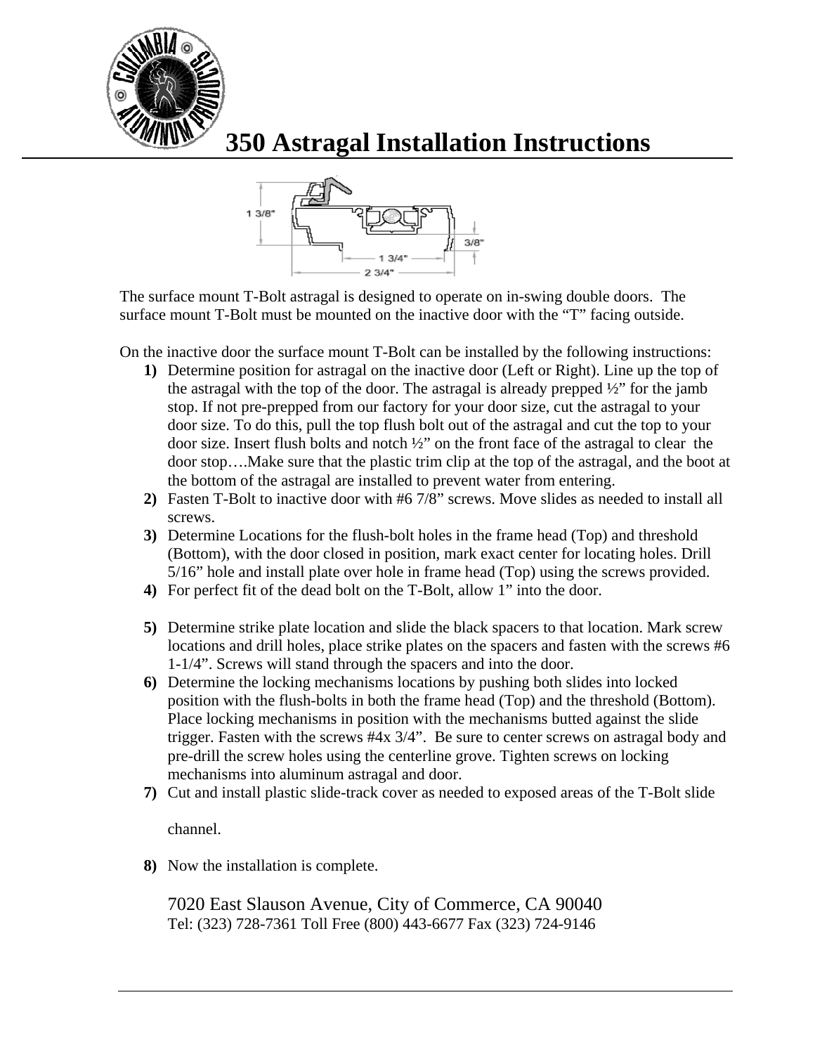# 350 Astragal Installation Instructions

The surface mount T-Bolt astragal is designed to operate on in-swing double doors. The surface mount T-Bolt must be mounted on the inactive door with the "T" facing outside.

On the inactive door the surface mount T-Bolt can be installed by the following instructions:

1) Determine position for astragal on the inactive door (Left or Right). Line up the top of the astragal with the top of the door. The astragal is already prepped ½" for the jamb stop. If not pre-prepped from our factory for your door size, cut the astragal to your door size. To do this, pull the top flush bolt out of the astragal and cut the top to your door size. Insert flush bolts and notch ½" on the front face of the astragal to clear the door stop….Make sure that the plastic trim clip at the top of the astragal, and the boot at the bottom of the astragal are installed to prevent water from entering.
2) Fasten T-Bolt to inactive door with #6 7/8" screws. Move slides as needed to install all screws.
3) Determine Locations for the flush-bolt holes in the frame head (Top) and threshold (Bottom), with the door closed in position, mark exact center for locating holes. Drill 5/16" hole and install plate over hole in frame head (Top) using the screws provided.
4) For perfect fit of the dead bolt on the T-Bolt, allow 1" into the door.
5) Determine strike plate location and slide the black spacers to that location. Mark screw locations and drill holes, place strike plates on the spacers and fasten with the screws #6 1-1/4". Screws will stand through the spacers and into the door.
6) Determine the locking mechanisms locations by pushing both slides into locked position with the flush-bolts in both the frame head (Top) and the threshold (Bottom). Place locking mechanisms in position with the mechanisms butted against the slide trigger. Fasten with the screws #4x 3/4". Be sure to center screws on astragal body and pre-drill the screw holes using the centerline grove. Tighten screws on locking mechanisms into aluminum astragal and door.
7) Cut and install plastic slide-track cover as needed to exposed areas of the T-Bolt slide channel.
8) Now the installation is complete.

7020 East Slauson Avenue, City of Commerce, CA 90040
Tel: (323) 728-7361 Toll Free (800) 443-6677 Fax (323) 724-9146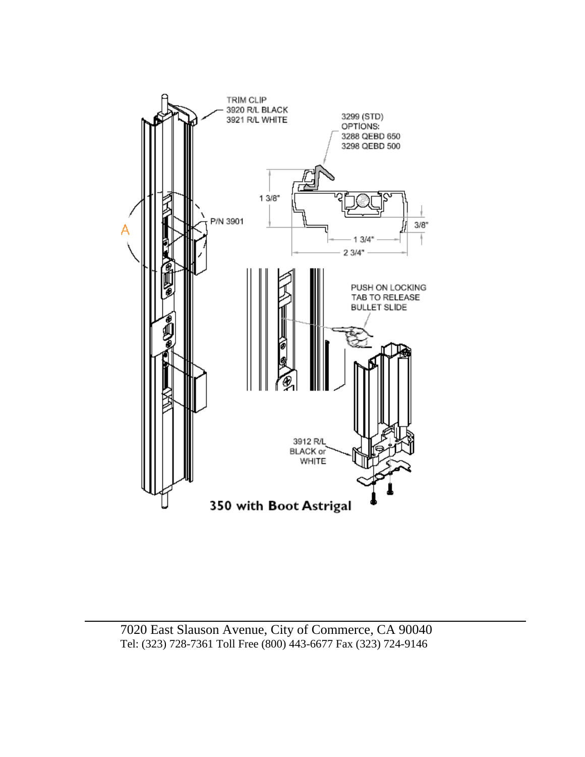TRIM CLIP
3920 R/L BLACK
3921 R/L WHITE

3299 (STD)
OPTIONS:
3288 QEBD 650
3298 QEBD 500

1 3/8"

P/N 3901

A

3/8"

1 3/4"

2 3/4"

PUSH ON LOCKING
TAB TO RELEASE
BULLET SLIDE

3912 R/L
BLACK or
WHITE

**350 with Boot Astrigal**

7020 East Slauson Avenue, City of Commerce, CA 90040
Tel: (323) 728-7361 Toll Free (800) 443-6677 Fax (323) 724-9146